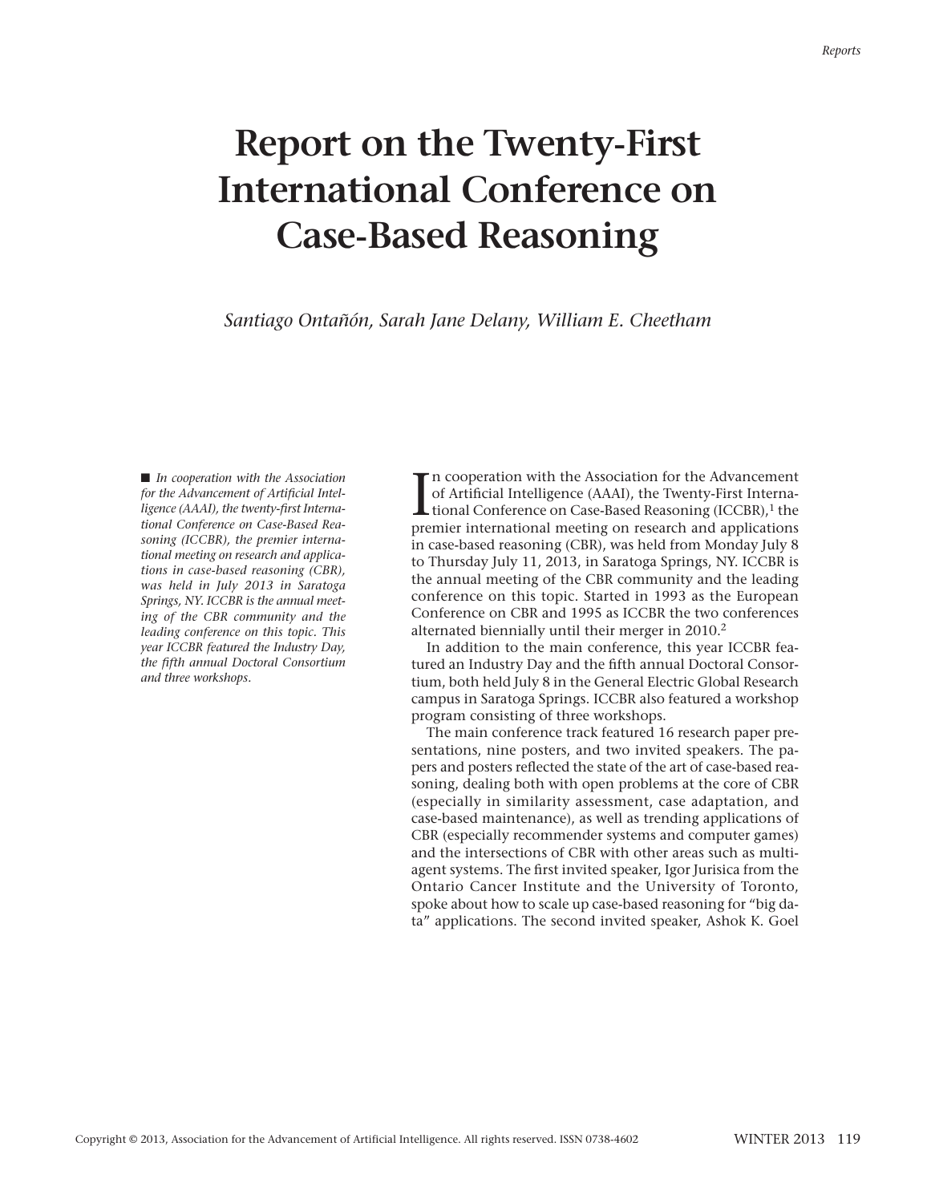# Report on the Twenty-First International Conference on Case-Based Reasoning

*Santiago Ontañón, Sarah Jane Delany, William E. Cheetham*

■ *In cooperation with the Association for the Advancement of Artificial Intelligence (AAAI), the twenty-first International Conference on Case-Based Reasoning (ICCBR), the premier international meeting on research and applications in case-based reasoning (CBR), was held in July 2013 in Saratoga Springs, NY. ICCBR is the annual meeting of the CBR community and the leading conference on this topic. This year ICCBR featured the Industry Day, the fifth annual Doctoral Consortium and three workshops.*

In cooperation with the Association for the Advancement of Artificial Intelligence (AAAI), the Twenty-First International Conference on Case-Based Reasoning (ICCBR),[1] the premier international meeting on research and applications in case-based reasoning (CBR), was held from Monday July 8 to Thursday July 11, 2013, in Saratoga Springs, NY. ICCBR is the annual meeting of the CBR community and the leading conference on this topic. Started in 1993 as the European Conference on CBR and 1995 as ICCBR the two conferences alternated biennially until their merger in 2010.[2]

In addition to the main conference, this year ICCBR featured an Industry Day and the fifth annual Doctoral Consortium, both held July 8 in the General Electric Global Research campus in Saratoga Springs. ICCBR also featured a workshop program consisting of three workshops.

The main conference track featured 16 research paper presentations, nine posters, and two invited speakers. The papers and posters reflected the state of the art of case-based reasoning, dealing both with open problems at the core of CBR (especially in similarity assessment, case adaptation, and case-based maintenance), as well as trending applications of CBR (especially recommender systems and computer games) and the intersections of CBR with other areas such as multiagent systems. The first invited speaker, Igor Jurisica from the Ontario Cancer Institute and the University of Toronto, spoke about how to scale up case-based reasoning for "big data" applications. The second invited speaker, Ashok K. Goel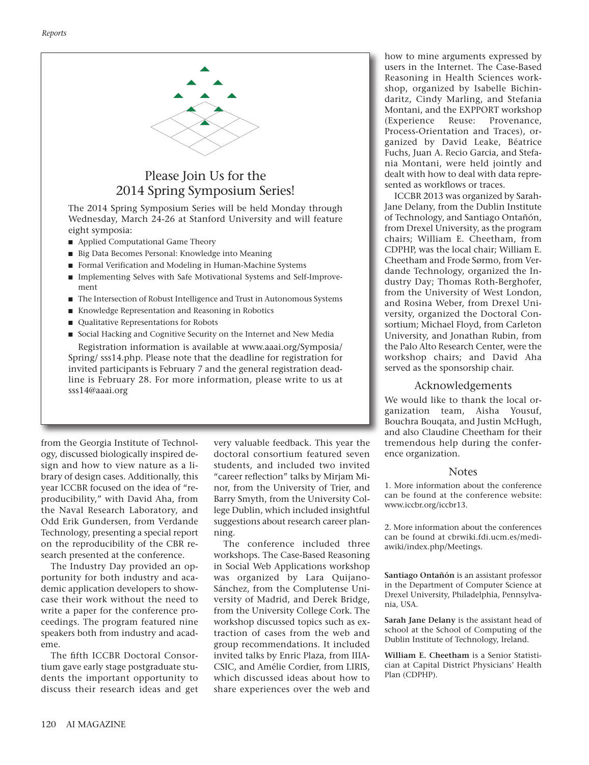## Please Join Us for the 2014 Spring Symposium Series!

The 2014 Spring Symposium Series will be held Monday through Wednesday, March 24-26 at Stanford University and will feature eight symposia:

- Applied Computational Game Theory
- Big Data Becomes Personal: Knowledge into Meaning
- Formal Verification and Modeling in Human-Machine Systems
- Implementing Selves with Safe Motivational Systems and Self-Improvement
- The Intersection of Robust Intelligence and Trust in Autonomous Systems
- Knowledge Representation and Reasoning in Robotics
- Qualitative Representations for Robots
- Social Hacking and Cognitive Security on the Internet and New Media

Registration information is available at www.aaai.org/Symposia/Spring/ sss14.php. Please note that the deadline for registration for invited participants is February 7 and the general registration deadline is February 28. For more information, please write to us at sss14@aaai.org

from the Georgia Institute of Technology, discussed biologically inspired design and how to view nature as a library of design cases. Additionally, this year ICCBR focused on the idea of "reproducibility," with David Aha, from the Naval Research Laboratory, and Odd Erik Gundersen, from Verdande Technology, presenting a special report on the reproducibility of the CBR research presented at the conference.

The Industry Day provided an opportunity for both industry and academic application developers to showcase their work without the need to write a paper for the conference proceedings. The program featured nine speakers both from industry and academe.

The fifth ICCBR Doctoral Consortium gave early stage postgraduate students the important opportunity to discuss their research ideas and get very valuable feedback. This year the doctoral consortium featured seven students, and included two invited "career reflection" talks by Mirjam Minor, from the University of Trier, and Barry Smyth, from the University College Dublin, which included insightful suggestions about research career planning.

The conference included three workshops. The Case-Based Reasoning in Social Web Applications workshop was organized by Lara Quijano-Sánchez, from the Complutense University of Madrid, and Derek Bridge, from the University College Cork. The workshop discussed topics such as extraction of cases from the web and group recommendations. It included invited talks by Enric Plaza, from IIIA-CSIC, and Amélie Cordier, from LIRIS, which discussed ideas about how to share experiences over the web and how to mine arguments expressed by users in the Internet. The Case-Based Reasoning in Health Sciences workshop, organized by Isabelle Bichindaritz, Cindy Marling, and Stefania Montani, and the EXPPORT workshop (Experience Reuse: Provenance, Process-Orientation and Traces), organized by David Leake, Béatrice Fuchs, Juan A. Recio Garcia, and Stefania Montani, were held jointly and dealt with how to deal with data represented as workflows or traces.

ICCBR 2013 was organized by Sarah-Jane Delany, from the Dublin Institute of Technology, and Santiago Ontañón, from Drexel University, as the program chairs; William E. Cheetham, from CDPHP, was the local chair; William E. Cheetham and Frode Sørmo, from Verdande Technology, organized the Industry Day; Thomas Roth-Berghofer, from the University of West London, and Rosina Weber, from Drexel University, organized the Doctoral Consortium; Michael Floyd, from Carleton University, and Jonathan Rubin, from the Palo Alto Research Center, were the workshop chairs; and David Aha served as the sponsorship chair.

## Acknowledgements

We would like to thank the local organization team, Aisha Yousuf, Bouchra Bouqata, and Justin McHugh, and also Claudine Cheetham for their tremendous help during the conference organization.

## Notes

1. More information about the conference can be found at the conference website: www.iccbr.org/iccbr13.

2. More information about the conferences can be found at cbrwiki.fdi.ucm.es/mediawiki/index.php/Meetings.

**Santiago Ontañón** is an assistant professor in the Department of Computer Science at Drexel University, Philadelphia, Pennsylvania, USA.

**Sarah Jane Delany** is the assistant head of school at the School of Computing of the Dublin Institute of Technology, Ireland.

**William E. Cheetham** is a Senior Statistician at Capital District Physicians' Health Plan (CDPHP).